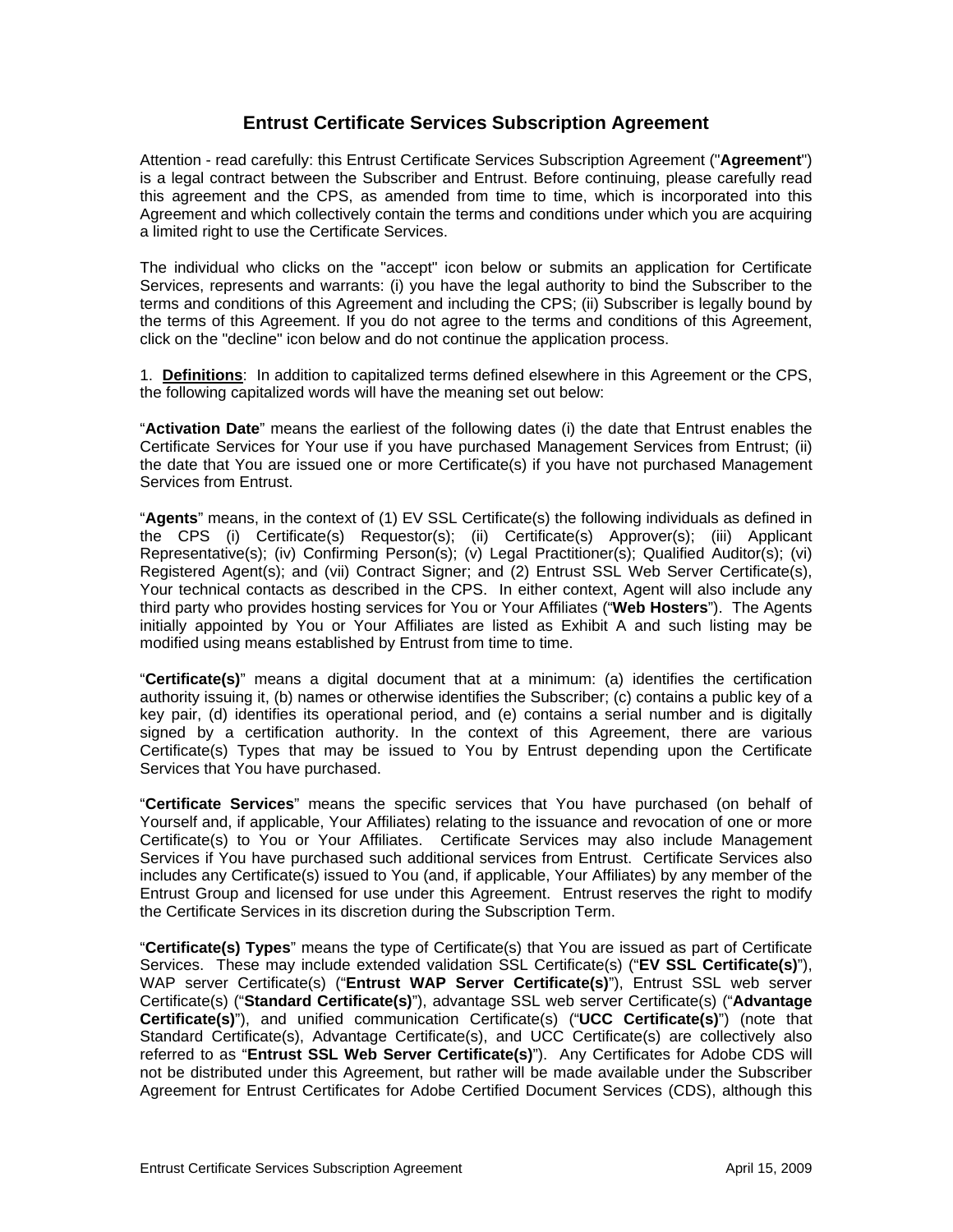# Entrust Certificate Services Subscription Agreement

Attention - read carefully: this Entrust Certificate Services Subscription Agreement ("**Agreement**") is a legal contract between the Subscriber and Entrust. Before continuing, please carefully read this agreement and the CPS, as amended from time to time, which is incorporated into this Agreement and which collectively contain the terms and conditions under which you are acquiring a limited right to use the Certificate Services.

The individual who clicks on the "accept" icon below or submits an application for Certificate Services, represents and warrants: (i) you have the legal authority to bind the Subscriber to the terms and conditions of this Agreement and including the CPS; (ii) Subscriber is legally bound by the terms of this Agreement. If you do not agree to the terms and conditions of this Agreement, click on the "decline" icon below and do not continue the application process.

1. **Definitions**: In addition to capitalized terms defined elsewhere in this Agreement or the CPS, the following capitalized words will have the meaning set out below:

"**Activation Date**" means the earliest of the following dates (i) the date that Entrust enables the Certificate Services for Your use if you have purchased Management Services from Entrust; (ii) the date that You are issued one or more Certificate(s) if you have not purchased Management Services from Entrust.

"**Agents**" means, in the context of (1) EV SSL Certificate(s) the following individuals as defined in the CPS (i) Certificate(s) Requestor(s); (ii) Certificate(s) Approver(s); (iii) Applicant Representative(s); (iv) Confirming Person(s); (v) Legal Practitioner(s); Qualified Auditor(s); (vi) Registered Agent(s); and (vii) Contract Signer; and (2) Entrust SSL Web Server Certificate(s), Your technical contacts as described in the CPS. In either context, Agent will also include any third party who provides hosting services for You or Your Affiliates ("**Web Hosters**"). The Agents initially appointed by You or Your Affiliates are listed as Exhibit A and such listing may be modified using means established by Entrust from time to time.

"**Certificate(s)**" means a digital document that at a minimum: (a) identifies the certification authority issuing it, (b) names or otherwise identifies the Subscriber; (c) contains a public key of a key pair, (d) identifies its operational period, and (e) contains a serial number and is digitally signed by a certification authority. In the context of this Agreement, there are various Certificate(s) Types that may be issued to You by Entrust depending upon the Certificate Services that You have purchased.

"**Certificate Services**" means the specific services that You have purchased (on behalf of Yourself and, if applicable, Your Affiliates) relating to the issuance and revocation of one or more Certificate(s) to You or Your Affiliates. Certificate Services may also include Management Services if You have purchased such additional services from Entrust. Certificate Services also includes any Certificate(s) issued to You (and, if applicable, Your Affiliates) by any member of the Entrust Group and licensed for use under this Agreement. Entrust reserves the right to modify the Certificate Services in its discretion during the Subscription Term.

"**Certificate(s) Types**" means the type of Certificate(s) that You are issued as part of Certificate Services. These may include extended validation SSL Certificate(s) ("**EV SSL Certificate(s)**"), WAP server Certificate(s) ("**Entrust WAP Server Certificate(s)**"), Entrust SSL web server Certificate(s) ("**Standard Certificate(s)**"), advantage SSL web server Certificate(s) ("**Advantage Certificate(s)**"), and unified communication Certificate(s) ("**UCC Certificate(s)**") (note that Standard Certificate(s), Advantage Certificate(s), and UCC Certificate(s) are collectively also referred to as "**Entrust SSL Web Server Certificate(s)**"). Any Certificates for Adobe CDS will not be distributed under this Agreement, but rather will be made available under the Subscriber Agreement for Entrust Certificates for Adobe Certified Document Services (CDS), although this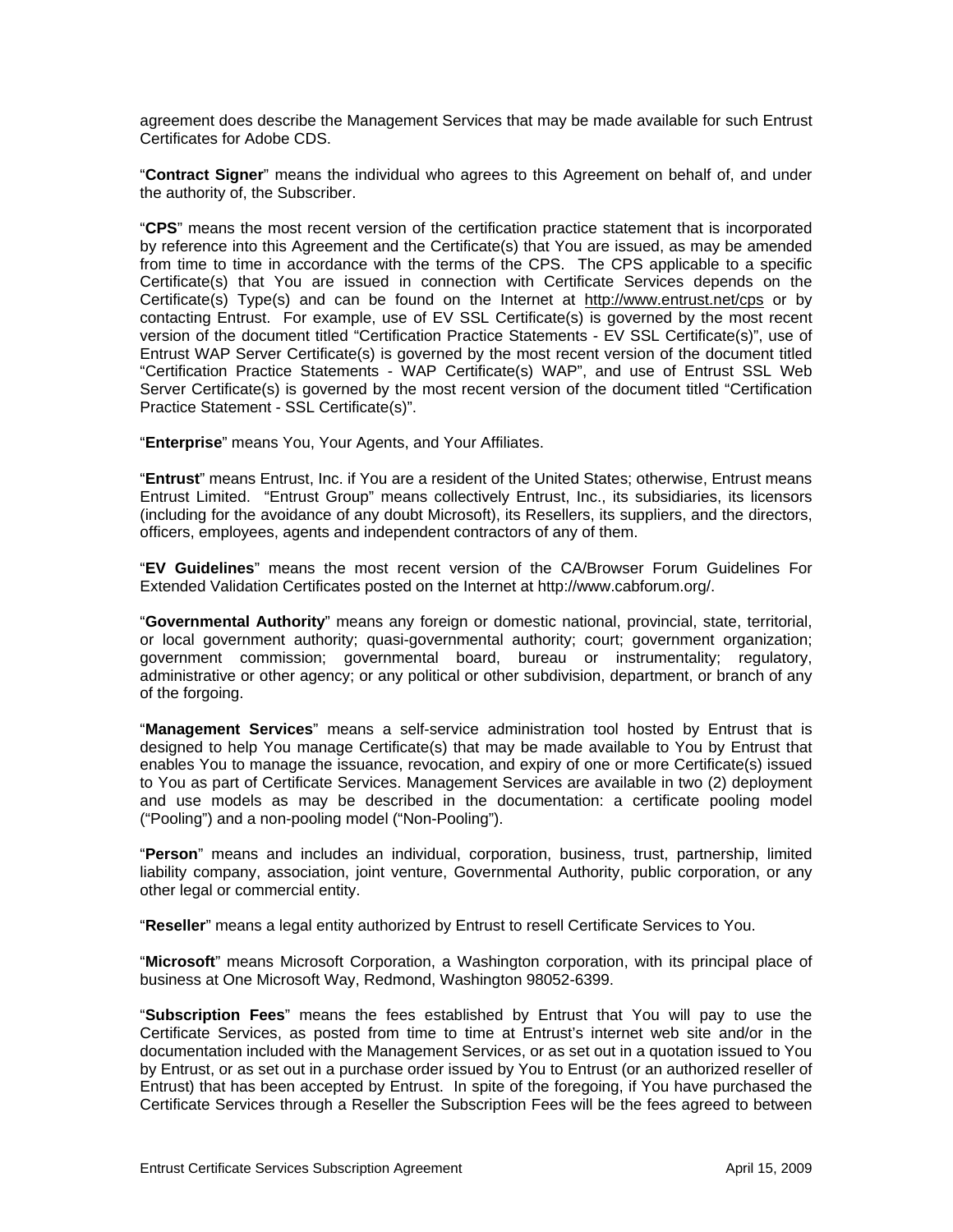agreement does describe the Management Services that may be made available for such Entrust Certificates for Adobe CDS.

"**Contract Signer**" means the individual who agrees to this Agreement on behalf of, and under the authority of, the Subscriber.

"**CPS**" means the most recent version of the certification practice statement that is incorporated by reference into this Agreement and the Certificate(s) that You are issued, as may be amended from time to time in accordance with the terms of the CPS. The CPS applicable to a specific Certificate(s) that You are issued in connection with Certificate Services depends on the Certificate(s) Type(s) and can be found on the Internet at http://www.entrust.net/cps or by contacting Entrust. For example, use of EV SSL Certificate(s) is governed by the most recent version of the document titled "Certification Practice Statements - EV SSL Certificate(s)", use of Entrust WAP Server Certificate(s) is governed by the most recent version of the document titled "Certification Practice Statements - WAP Certificate(s) WAP", and use of Entrust SSL Web Server Certificate(s) is governed by the most recent version of the document titled "Certification Practice Statement - SSL Certificate(s)".

"**Enterprise**" means You, Your Agents, and Your Affiliates.

"**Entrust**" means Entrust, Inc. if You are a resident of the United States; otherwise, Entrust means Entrust Limited. "Entrust Group" means collectively Entrust, Inc., its subsidiaries, its licensors (including for the avoidance of any doubt Microsoft), its Resellers, its suppliers, and the directors, officers, employees, agents and independent contractors of any of them.

"**EV Guidelines**" means the most recent version of the CA/Browser Forum Guidelines For Extended Validation Certificates posted on the Internet at http://www.cabforum.org/.

"**Governmental Authority**" means any foreign or domestic national, provincial, state, territorial, or local government authority; quasi-governmental authority; court; government organization; government commission; governmental board, bureau or instrumentality; regulatory, administrative or other agency; or any political or other subdivision, department, or branch of any of the forgoing.

"**Management Services**" means a self-service administration tool hosted by Entrust that is designed to help You manage Certificate(s) that may be made available to You by Entrust that enables You to manage the issuance, revocation, and expiry of one or more Certificate(s) issued to You as part of Certificate Services. Management Services are available in two (2) deployment and use models as may be described in the documentation: a certificate pooling model ("Pooling") and a non-pooling model ("Non-Pooling").

"**Person**" means and includes an individual, corporation, business, trust, partnership, limited liability company, association, joint venture, Governmental Authority, public corporation, or any other legal or commercial entity.

"**Reseller**" means a legal entity authorized by Entrust to resell Certificate Services to You.

"**Microsoft**" means Microsoft Corporation, a Washington corporation, with its principal place of business at One Microsoft Way, Redmond, Washington 98052-6399.

"**Subscription Fees**" means the fees established by Entrust that You will pay to use the Certificate Services, as posted from time to time at Entrust's internet web site and/or in the documentation included with the Management Services, or as set out in a quotation issued to You by Entrust, or as set out in a purchase order issued by You to Entrust (or an authorized reseller of Entrust) that has been accepted by Entrust. In spite of the foregoing, if You have purchased the Certificate Services through a Reseller the Subscription Fees will be the fees agreed to between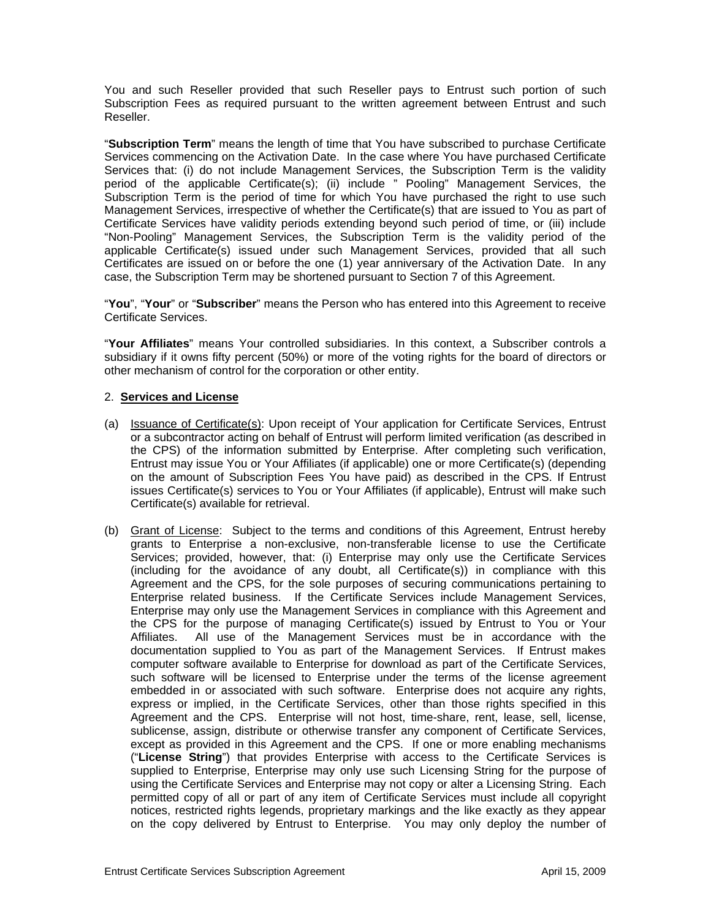You and such Reseller provided that such Reseller pays to Entrust such portion of such Subscription Fees as required pursuant to the written agreement between Entrust and such Reseller.

"**Subscription Term**" means the length of time that You have subscribed to purchase Certificate Services commencing on the Activation Date. In the case where You have purchased Certificate Services that: (i) do not include Management Services, the Subscription Term is the validity period of the applicable Certificate(s); (ii) include " Pooling" Management Services, the Subscription Term is the period of time for which You have purchased the right to use such Management Services, irrespective of whether the Certificate(s) that are issued to You as part of Certificate Services have validity periods extending beyond such period of time, or (iii) include "Non-Pooling" Management Services, the Subscription Term is the validity period of the applicable Certificate(s) issued under such Management Services, provided that all such Certificates are issued on or before the one (1) year anniversary of the Activation Date. In any case, the Subscription Term may be shortened pursuant to Section 7 of this Agreement.

"**You**", "**Your**" or "**Subscriber**" means the Person who has entered into this Agreement to receive Certificate Services.

"**Your Affiliates**" means Your controlled subsidiaries. In this context, a Subscriber controls a subsidiary if it owns fifty percent (50%) or more of the voting rights for the board of directors or other mechanism of control for the corporation or other entity.

2. **Services and License**

(a) Issuance of Certificate(s): Upon receipt of Your application for Certificate Services, Entrust or a subcontractor acting on behalf of Entrust will perform limited verification (as described in the CPS) of the information submitted by Enterprise. After completing such verification, Entrust may issue You or Your Affiliates (if applicable) one or more Certificate(s) (depending on the amount of Subscription Fees You have paid) as described in the CPS. If Entrust issues Certificate(s) services to You or Your Affiliates (if applicable), Entrust will make such Certificate(s) available for retrieval.

(b) Grant of License: Subject to the terms and conditions of this Agreement, Entrust hereby grants to Enterprise a non-exclusive, non-transferable license to use the Certificate Services; provided, however, that: (i) Enterprise may only use the Certificate Services (including for the avoidance of any doubt, all Certificate(s)) in compliance with this Agreement and the CPS, for the sole purposes of securing communications pertaining to Enterprise related business. If the Certificate Services include Management Services, Enterprise may only use the Management Services in compliance with this Agreement and the CPS for the purpose of managing Certificate(s) issued by Entrust to You or Your Affiliates. All use of the Management Services must be in accordance with the documentation supplied to You as part of the Management Services. If Entrust makes computer software available to Enterprise for download as part of the Certificate Services, such software will be licensed to Enterprise under the terms of the license agreement embedded in or associated with such software. Enterprise does not acquire any rights, express or implied, in the Certificate Services, other than those rights specified in this Agreement and the CPS. Enterprise will not host, time-share, rent, lease, sell, license, sublicense, assign, distribute or otherwise transfer any component of Certificate Services, except as provided in this Agreement and the CPS. If one or more enabling mechanisms ("**License String**") that provides Enterprise with access to the Certificate Services is supplied to Enterprise, Enterprise may only use such Licensing String for the purpose of using the Certificate Services and Enterprise may not copy or alter a Licensing String. Each permitted copy of all or part of any item of Certificate Services must include all copyright notices, restricted rights legends, proprietary markings and the like exactly as they appear on the copy delivered by Entrust to Enterprise. You may only deploy the number of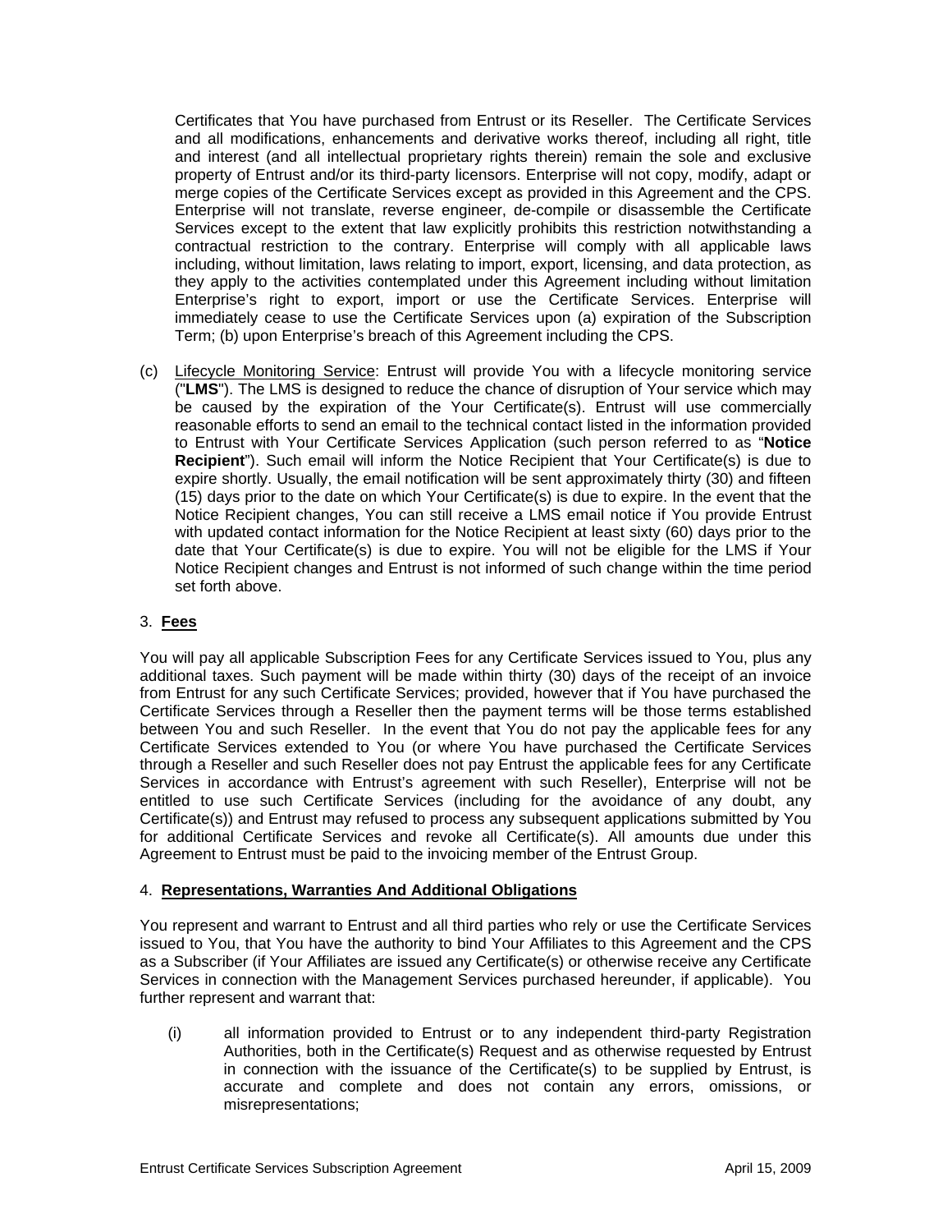Certificates that You have purchased from Entrust or its Reseller. The Certificate Services and all modifications, enhancements and derivative works thereof, including all right, title and interest (and all intellectual proprietary rights therein) remain the sole and exclusive property of Entrust and/or its third-party licensors. Enterprise will not copy, modify, adapt or merge copies of the Certificate Services except as provided in this Agreement and the CPS. Enterprise will not translate, reverse engineer, de-compile or disassemble the Certificate Services except to the extent that law explicitly prohibits this restriction notwithstanding a contractual restriction to the contrary. Enterprise will comply with all applicable laws including, without limitation, laws relating to import, export, licensing, and data protection, as they apply to the activities contemplated under this Agreement including without limitation Enterprise's right to export, import or use the Certificate Services. Enterprise will immediately cease to use the Certificate Services upon (a) expiration of the Subscription Term; (b) upon Enterprise's breach of this Agreement including the CPS.

(c) Lifecycle Monitoring Service: Entrust will provide You with a lifecycle monitoring service ("**LMS**"). The LMS is designed to reduce the chance of disruption of Your service which may be caused by the expiration of the Your Certificate(s). Entrust will use commercially reasonable efforts to send an email to the technical contact listed in the information provided to Entrust with Your Certificate Services Application (such person referred to as "**Notice Recipient**"). Such email will inform the Notice Recipient that Your Certificate(s) is due to expire shortly. Usually, the email notification will be sent approximately thirty (30) and fifteen (15) days prior to the date on which Your Certificate(s) is due to expire. In the event that the Notice Recipient changes, You can still receive a LMS email notice if You provide Entrust with updated contact information for the Notice Recipient at least sixty (60) days prior to the date that Your Certificate(s) is due to expire. You will not be eligible for the LMS if Your Notice Recipient changes and Entrust is not informed of such change within the time period set forth above.

## 3. Fees

You will pay all applicable Subscription Fees for any Certificate Services issued to You, plus any additional taxes. Such payment will be made within thirty (30) days of the receipt of an invoice from Entrust for any such Certificate Services; provided, however that if You have purchased the Certificate Services through a Reseller then the payment terms will be those terms established between You and such Reseller. In the event that You do not pay the applicable fees for any Certificate Services extended to You (or where You have purchased the Certificate Services through a Reseller and such Reseller does not pay Entrust the applicable fees for any Certificate Services in accordance with Entrust's agreement with such Reseller), Enterprise will not be entitled to use such Certificate Services (including for the avoidance of any doubt, any Certificate(s)) and Entrust may refused to process any subsequent applications submitted by You for additional Certificate Services and revoke all Certificate(s). All amounts due under this Agreement to Entrust must be paid to the invoicing member of the Entrust Group.

## 4. Representations, Warranties And Additional Obligations

You represent and warrant to Entrust and all third parties who rely or use the Certificate Services issued to You, that You have the authority to bind Your Affiliates to this Agreement and the CPS as a Subscriber (if Your Affiliates are issued any Certificate(s) or otherwise receive any Certificate Services in connection with the Management Services purchased hereunder, if applicable). You further represent and warrant that:

(i) all information provided to Entrust or to any independent third-party Registration Authorities, both in the Certificate(s) Request and as otherwise requested by Entrust in connection with the issuance of the Certificate(s) to be supplied by Entrust, is accurate and complete and does not contain any errors, omissions, or misrepresentations;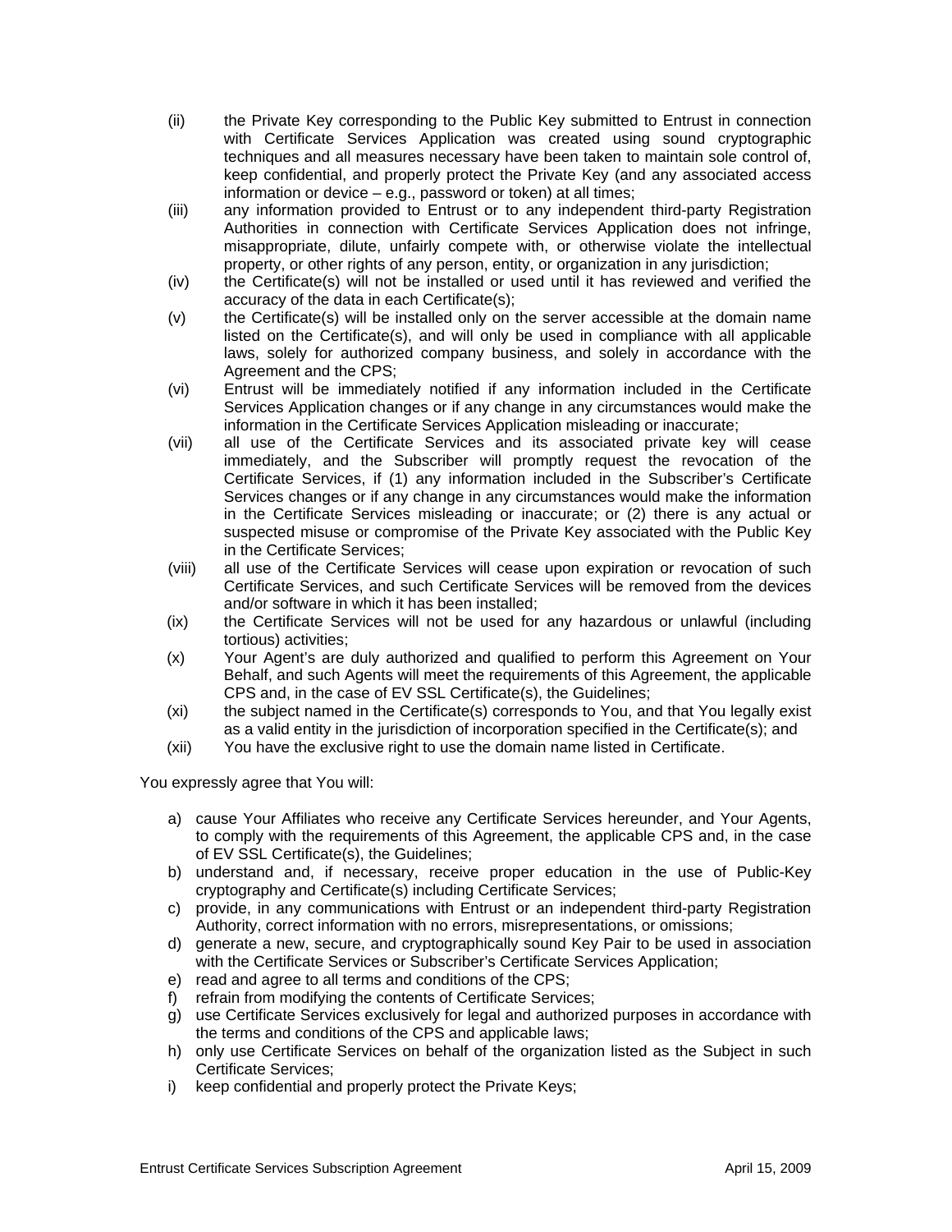(ii) the Private Key corresponding to the Public Key submitted to Entrust in connection with Certificate Services Application was created using sound cryptographic techniques and all measures necessary have been taken to maintain sole control of, keep confidential, and properly protect the Private Key (and any associated access information or device – e.g., password or token) at all times;

(iii) any information provided to Entrust or to any independent third-party Registration Authorities in connection with Certificate Services Application does not infringe, misappropriate, dilute, unfairly compete with, or otherwise violate the intellectual property, or other rights of any person, entity, or organization in any jurisdiction;

(iv) the Certificate(s) will not be installed or used until it has reviewed and verified the accuracy of the data in each Certificate(s);

(v) the Certificate(s) will be installed only on the server accessible at the domain name listed on the Certificate(s), and will only be used in compliance with all applicable laws, solely for authorized company business, and solely in accordance with the Agreement and the CPS;

(vi) Entrust will be immediately notified if any information included in the Certificate Services Application changes or if any change in any circumstances would make the information in the Certificate Services Application misleading or inaccurate;

(vii) all use of the Certificate Services and its associated private key will cease immediately, and the Subscriber will promptly request the revocation of the Certificate Services, if (1) any information included in the Subscriber's Certificate Services changes or if any change in any circumstances would make the information in the Certificate Services misleading or inaccurate; or (2) there is any actual or suspected misuse or compromise of the Private Key associated with the Public Key in the Certificate Services;

(viii) all use of the Certificate Services will cease upon expiration or revocation of such Certificate Services, and such Certificate Services will be removed from the devices and/or software in which it has been installed;

(ix) the Certificate Services will not be used for any hazardous or unlawful (including tortious) activities;

(x) Your Agent's are duly authorized and qualified to perform this Agreement on Your Behalf, and such Agents will meet the requirements of this Agreement, the applicable CPS and, in the case of EV SSL Certificate(s), the Guidelines;

(xi) the subject named in the Certificate(s) corresponds to You, and that You legally exist as a valid entity in the jurisdiction of incorporation specified in the Certificate(s); and

(xii) You have the exclusive right to use the domain name listed in Certificate.

You expressly agree that You will:

a) cause Your Affiliates who receive any Certificate Services hereunder, and Your Agents, to comply with the requirements of this Agreement, the applicable CPS and, in the case of EV SSL Certificate(s), the Guidelines;
b) understand and, if necessary, receive proper education in the use of Public-Key cryptography and Certificate(s) including Certificate Services;
c) provide, in any communications with Entrust or an independent third-party Registration Authority, correct information with no errors, misrepresentations, or omissions;
d) generate a new, secure, and cryptographically sound Key Pair to be used in association with the Certificate Services or Subscriber's Certificate Services Application;
e) read and agree to all terms and conditions of the CPS;
f) refrain from modifying the contents of Certificate Services;
g) use Certificate Services exclusively for legal and authorized purposes in accordance with the terms and conditions of the CPS and applicable laws;
h) only use Certificate Services on behalf of the organization listed as the Subject in such Certificate Services;
i) keep confidential and properly protect the Private Keys;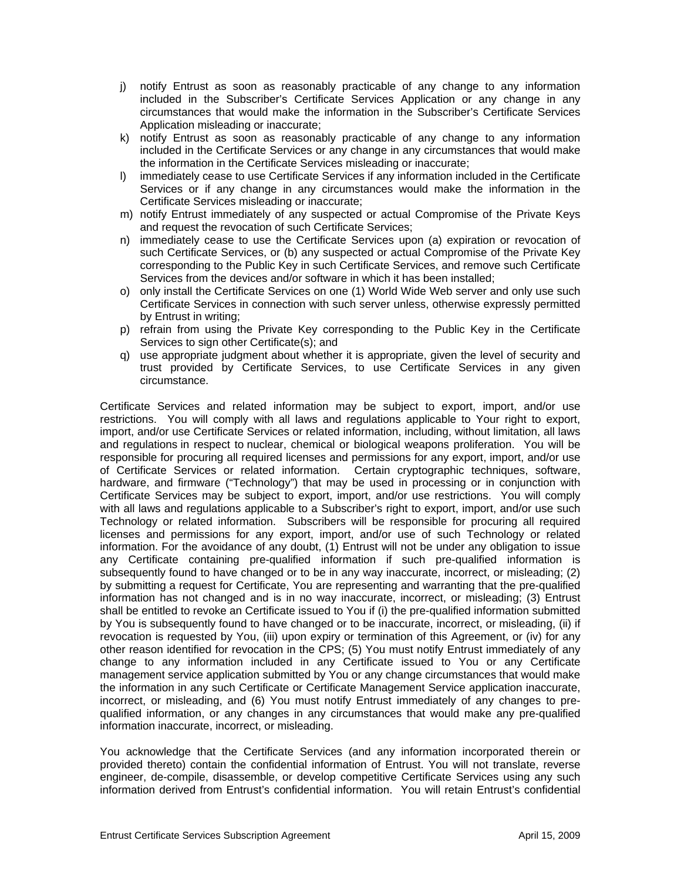j) notify Entrust as soon as reasonably practicable of any change to any information included in the Subscriber's Certificate Services Application or any change in any circumstances that would make the information in the Subscriber's Certificate Services Application misleading or inaccurate;
k) notify Entrust as soon as reasonably practicable of any change to any information included in the Certificate Services or any change in any circumstances that would make the information in the Certificate Services misleading or inaccurate;
l) immediately cease to use Certificate Services if any information included in the Certificate Services or if any change in any circumstances would make the information in the Certificate Services misleading or inaccurate;
m) notify Entrust immediately of any suspected or actual Compromise of the Private Keys and request the revocation of such Certificate Services;
n) immediately cease to use the Certificate Services upon (a) expiration or revocation of such Certificate Services, or (b) any suspected or actual Compromise of the Private Key corresponding to the Public Key in such Certificate Services, and remove such Certificate Services from the devices and/or software in which it has been installed;
o) only install the Certificate Services on one (1) World Wide Web server and only use such Certificate Services in connection with such server unless, otherwise expressly permitted by Entrust in writing;
p) refrain from using the Private Key corresponding to the Public Key in the Certificate Services to sign other Certificate(s); and
q) use appropriate judgment about whether it is appropriate, given the level of security and trust provided by Certificate Services, to use Certificate Services in any given circumstance.

Certificate Services and related information may be subject to export, import, and/or use restrictions. You will comply with all laws and regulations applicable to Your right to export, import, and/or use Certificate Services or related information, including, without limitation, all laws and regulations in respect to nuclear, chemical or biological weapons proliferation. You will be responsible for procuring all required licenses and permissions for any export, import, and/or use of Certificate Services or related information. Certain cryptographic techniques, software, hardware, and firmware ("Technology") that may be used in processing or in conjunction with Certificate Services may be subject to export, import, and/or use restrictions. You will comply with all laws and regulations applicable to a Subscriber's right to export, import, and/or use such Technology or related information. Subscribers will be responsible for procuring all required licenses and permissions for any export, import, and/or use of such Technology or related information. For the avoidance of any doubt, (1) Entrust will not be under any obligation to issue any Certificate containing pre-qualified information if such pre-qualified information is subsequently found to have changed or to be in any way inaccurate, incorrect, or misleading; (2) by submitting a request for Certificate, You are representing and warranting that the pre-qualified information has not changed and is in no way inaccurate, incorrect, or misleading; (3) Entrust shall be entitled to revoke an Certificate issued to You if (i) the pre-qualified information submitted by You is subsequently found to have changed or to be inaccurate, incorrect, or misleading, (ii) if revocation is requested by You, (iii) upon expiry or termination of this Agreement, or (iv) for any other reason identified for revocation in the CPS; (5) You must notify Entrust immediately of any change to any information included in any Certificate issued to You or any Certificate management service application submitted by You or any change circumstances that would make the information in any such Certificate or Certificate Management Service application inaccurate, incorrect, or misleading, and (6) You must notify Entrust immediately of any changes to pre-qualified information, or any changes in any circumstances that would make any pre-qualified information inaccurate, incorrect, or misleading.

You acknowledge that the Certificate Services (and any information incorporated therein or provided thereto) contain the confidential information of Entrust. You will not translate, reverse engineer, de-compile, disassemble, or develop competitive Certificate Services using any such information derived from Entrust's confidential information. You will retain Entrust's confidential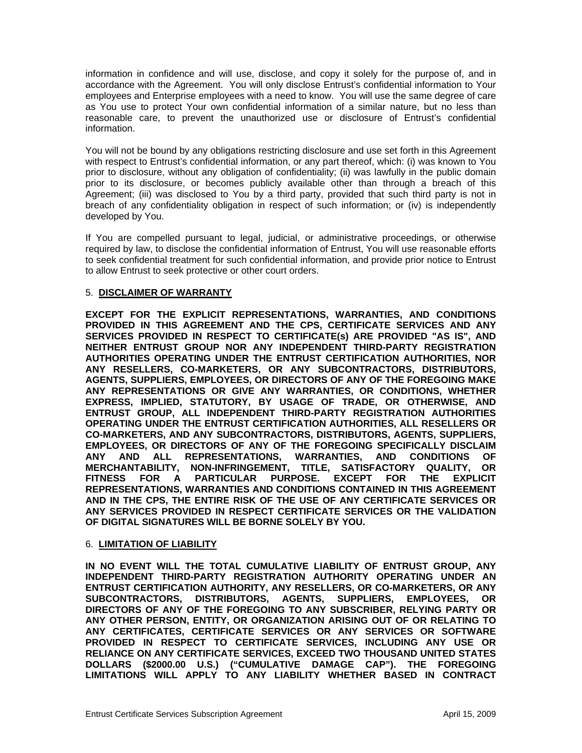information in confidence and will use, disclose, and copy it solely for the purpose of, and in accordance with the Agreement. You will only disclose Entrust's confidential information to Your employees and Enterprise employees with a need to know. You will use the same degree of care as You use to protect Your own confidential information of a similar nature, but no less than reasonable care, to prevent the unauthorized use or disclosure of Entrust's confidential information.

You will not be bound by any obligations restricting disclosure and use set forth in this Agreement with respect to Entrust's confidential information, or any part thereof, which: (i) was known to You prior to disclosure, without any obligation of confidentiality; (ii) was lawfully in the public domain prior to its disclosure, or becomes publicly available other than through a breach of this Agreement; (iii) was disclosed to You by a third party, provided that such third party is not in breach of any confidentiality obligation in respect of such information; or (iv) is independently developed by You.

If You are compelled pursuant to legal, judicial, or administrative proceedings, or otherwise required by law, to disclose the confidential information of Entrust, You will use reasonable efforts to seek confidential treatment for such confidential information, and provide prior notice to Entrust to allow Entrust to seek protective or other court orders.

## 5. DISCLAIMER OF WARRANTY

**EXCEPT FOR THE EXPLICIT REPRESENTATIONS, WARRANTIES, AND CONDITIONS PROVIDED IN THIS AGREEMENT AND THE CPS, CERTIFICATE SERVICES AND ANY SERVICES PROVIDED IN RESPECT TO CERTIFICATE(s) ARE PROVIDED "AS IS", AND NEITHER ENTRUST GROUP NOR ANY INDEPENDENT THIRD-PARTY REGISTRATION AUTHORITIES OPERATING UNDER THE ENTRUST CERTIFICATION AUTHORITIES, NOR ANY RESELLERS, CO-MARKETERS, OR ANY SUBCONTRACTORS, DISTRIBUTORS, AGENTS, SUPPLIERS, EMPLOYEES, OR DIRECTORS OF ANY OF THE FOREGOING MAKE ANY REPRESENTATIONS OR GIVE ANY WARRANTIES, OR CONDITIONS, WHETHER EXPRESS, IMPLIED, STATUTORY, BY USAGE OF TRADE, OR OTHERWISE, AND ENTRUST GROUP, ALL INDEPENDENT THIRD-PARTY REGISTRATION AUTHORITIES OPERATING UNDER THE ENTRUST CERTIFICATION AUTHORITIES, ALL RESELLERS OR CO-MARKETERS, AND ANY SUBCONTRACTORS, DISTRIBUTORS, AGENTS, SUPPLIERS, EMPLOYEES, OR DIRECTORS OF ANY OF THE FOREGOING SPECIFICALLY DISCLAIM ANY AND ALL REPRESENTATIONS, WARRANTIES, AND CONDITIONS OF MERCHANTABILITY, NON-INFRINGEMENT, TITLE, SATISFACTORY QUALITY, OR FITNESS FOR A PARTICULAR PURPOSE. EXCEPT FOR THE EXPLICIT REPRESENTATIONS, WARRANTIES AND CONDITIONS CONTAINED IN THIS AGREEMENT AND IN THE CPS, THE ENTIRE RISK OF THE USE OF ANY CERTIFICATE SERVICES OR ANY SERVICES PROVIDED IN RESPECT CERTIFICATE SERVICES OR THE VALIDATION OF DIGITAL SIGNATURES WILL BE BORNE SOLELY BY YOU.**

## 6. LIMITATION OF LIABILITY

**IN NO EVENT WILL THE TOTAL CUMULATIVE LIABILITY OF ENTRUST GROUP, ANY INDEPENDENT THIRD-PARTY REGISTRATION AUTHORITY OPERATING UNDER AN ENTRUST CERTIFICATION AUTHORITY, ANY RESELLERS, OR CO-MARKETERS, OR ANY SUBCONTRACTORS, DISTRIBUTORS, AGENTS, SUPPLIERS, EMPLOYEES, OR DIRECTORS OF ANY OF THE FOREGOING TO ANY SUBSCRIBER, RELYING PARTY OR ANY OTHER PERSON, ENTITY, OR ORGANIZATION ARISING OUT OF OR RELATING TO ANY CERTIFICATES, CERTIFICATE SERVICES OR ANY SERVICES OR SOFTWARE PROVIDED IN RESPECT TO CERTIFICATE SERVICES, INCLUDING ANY USE OR RELIANCE ON ANY CERTIFICATE SERVICES, EXCEED TWO THOUSAND UNITED STATES DOLLARS ($2000.00 U.S.) ("CUMULATIVE DAMAGE CAP"). THE FOREGOING LIMITATIONS WILL APPLY TO ANY LIABILITY WHETHER BASED IN CONTRACT**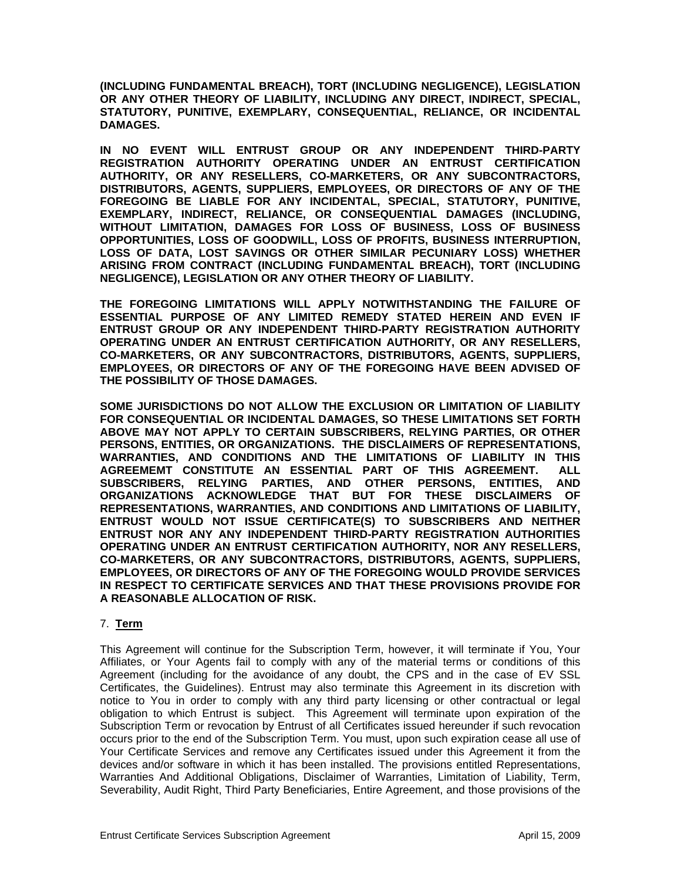**(INCLUDING FUNDAMENTAL BREACH), TORT (INCLUDING NEGLIGENCE), LEGISLATION OR ANY OTHER THEORY OF LIABILITY, INCLUDING ANY DIRECT, INDIRECT, SPECIAL, STATUTORY, PUNITIVE, EXEMPLARY, CONSEQUENTIAL, RELIANCE, OR INCIDENTAL DAMAGES.**

**IN NO EVENT WILL ENTRUST GROUP OR ANY INDEPENDENT THIRD-PARTY REGISTRATION AUTHORITY OPERATING UNDER AN ENTRUST CERTIFICATION AUTHORITY, OR ANY RESELLERS, CO-MARKETERS, OR ANY SUBCONTRACTORS, DISTRIBUTORS, AGENTS, SUPPLIERS, EMPLOYEES, OR DIRECTORS OF ANY OF THE FOREGOING BE LIABLE FOR ANY INCIDENTAL, SPECIAL, STATUTORY, PUNITIVE, EXEMPLARY, INDIRECT, RELIANCE, OR CONSEQUENTIAL DAMAGES (INCLUDING, WITHOUT LIMITATION, DAMAGES FOR LOSS OF BUSINESS, LOSS OF BUSINESS OPPORTUNITIES, LOSS OF GOODWILL, LOSS OF PROFITS, BUSINESS INTERRUPTION, LOSS OF DATA, LOST SAVINGS OR OTHER SIMILAR PECUNIARY LOSS) WHETHER ARISING FROM CONTRACT (INCLUDING FUNDAMENTAL BREACH), TORT (INCLUDING NEGLIGENCE), LEGISLATION OR ANY OTHER THEORY OF LIABILITY.**

**THE FOREGOING LIMITATIONS WILL APPLY NOTWITHSTANDING THE FAILURE OF ESSENTIAL PURPOSE OF ANY LIMITED REMEDY STATED HEREIN AND EVEN IF ENTRUST GROUP OR ANY INDEPENDENT THIRD-PARTY REGISTRATION AUTHORITY OPERATING UNDER AN ENTRUST CERTIFICATION AUTHORITY, OR ANY RESELLERS, CO-MARKETERS, OR ANY SUBCONTRACTORS, DISTRIBUTORS, AGENTS, SUPPLIERS, EMPLOYEES, OR DIRECTORS OF ANY OF THE FOREGOING HAVE BEEN ADVISED OF THE POSSIBILITY OF THOSE DAMAGES.**

**SOME JURISDICTIONS DO NOT ALLOW THE EXCLUSION OR LIMITATION OF LIABILITY FOR CONSEQUENTIAL OR INCIDENTAL DAMAGES, SO THESE LIMITATIONS SET FORTH ABOVE MAY NOT APPLY TO CERTAIN SUBSCRIBERS, RELYING PARTIES, OR OTHER PERSONS, ENTITIES, OR ORGANIZATIONS. THE DISCLAIMERS OF REPRESENTATIONS, WARRANTIES, AND CONDITIONS AND THE LIMITATIONS OF LIABILITY IN THIS AGREEMEMT CONSTITUTE AN ESSENTIAL PART OF THIS AGREEMENT. ALL SUBSCRIBERS, RELYING PARTIES, AND OTHER PERSONS, ENTITIES, AND ORGANIZATIONS ACKNOWLEDGE THAT BUT FOR THESE DISCLAIMERS OF REPRESENTATIONS, WARRANTIES, AND CONDITIONS AND LIMITATIONS OF LIABILITY, ENTRUST WOULD NOT ISSUE CERTIFICATE(S) TO SUBSCRIBERS AND NEITHER ENTRUST NOR ANY ANY INDEPENDENT THIRD-PARTY REGISTRATION AUTHORITIES OPERATING UNDER AN ENTRUST CERTIFICATION AUTHORITY, NOR ANY RESELLERS, CO-MARKETERS, OR ANY SUBCONTRACTORS, DISTRIBUTORS, AGENTS, SUPPLIERS, EMPLOYEES, OR DIRECTORS OF ANY OF THE FOREGOING WOULD PROVIDE SERVICES IN RESPECT TO CERTIFICATE SERVICES AND THAT THESE PROVISIONS PROVIDE FOR A REASONABLE ALLOCATION OF RISK.**

## 7. **Term**

This Agreement will continue for the Subscription Term, however, it will terminate if You, Your Affiliates, or Your Agents fail to comply with any of the material terms or conditions of this Agreement (including for the avoidance of any doubt, the CPS and in the case of EV SSL Certificates, the Guidelines). Entrust may also terminate this Agreement in its discretion with notice to You in order to comply with any third party licensing or other contractual or legal obligation to which Entrust is subject. This Agreement will terminate upon expiration of the Subscription Term or revocation by Entrust of all Certificates issued hereunder if such revocation occurs prior to the end of the Subscription Term. You must, upon such expiration cease all use of Your Certificate Services and remove any Certificates issued under this Agreement it from the devices and/or software in which it has been installed. The provisions entitled Representations, Warranties And Additional Obligations, Disclaimer of Warranties, Limitation of Liability, Term, Severability, Audit Right, Third Party Beneficiaries, Entire Agreement, and those provisions of the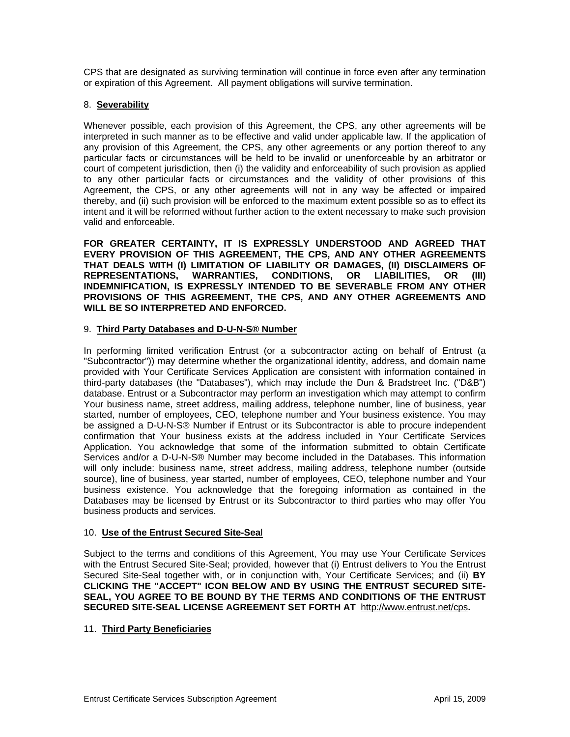CPS that are designated as surviving termination will continue in force even after any termination or expiration of this Agreement. All payment obligations will survive termination.

8. **Severability**

Whenever possible, each provision of this Agreement, the CPS, any other agreements will be interpreted in such manner as to be effective and valid under applicable law. If the application of any provision of this Agreement, the CPS, any other agreements or any portion thereof to any particular facts or circumstances will be held to be invalid or unenforceable by an arbitrator or court of competent jurisdiction, then (i) the validity and enforceability of such provision as applied to any other particular facts or circumstances and the validity of other provisions of this Agreement, the CPS, or any other agreements will not in any way be affected or impaired thereby, and (ii) such provision will be enforced to the maximum extent possible so as to effect its intent and it will be reformed without further action to the extent necessary to make such provision valid and enforceable.

**FOR GREATER CERTAINTY, IT IS EXPRESSLY UNDERSTOOD AND AGREED THAT EVERY PROVISION OF THIS AGREEMENT, THE CPS, AND ANY OTHER AGREEMENTS THAT DEALS WITH (I) LIMITATION OF LIABILITY OR DAMAGES, (II) DISCLAIMERS OF REPRESENTATIONS, WARRANTIES, CONDITIONS, OR LIABILITIES, OR (III) INDEMNIFICATION, IS EXPRESSLY INTENDED TO BE SEVERABLE FROM ANY OTHER PROVISIONS OF THIS AGREEMENT, THE CPS, AND ANY OTHER AGREEMENTS AND WILL BE SO INTERPRETED AND ENFORCED.**

9. **Third Party Databases and D-U-N-S® Number**

In performing limited verification Entrust (or a subcontractor acting on behalf of Entrust (a "Subcontractor")) may determine whether the organizational identity, address, and domain name provided with Your Certificate Services Application are consistent with information contained in third-party databases (the "Databases"), which may include the Dun & Bradstreet Inc. ("D&B") database. Entrust or a Subcontractor may perform an investigation which may attempt to confirm Your business name, street address, mailing address, telephone number, line of business, year started, number of employees, CEO, telephone number and Your business existence. You may be assigned a D-U-N-S® Number if Entrust or its Subcontractor is able to procure independent confirmation that Your business exists at the address included in Your Certificate Services Application. You acknowledge that some of the information submitted to obtain Certificate Services and/or a D-U-N-S® Number may become included in the Databases. This information will only include: business name, street address, mailing address, telephone number (outside source), line of business, year started, number of employees, CEO, telephone number and Your business existence. You acknowledge that the foregoing information as contained in the Databases may be licensed by Entrust or its Subcontractor to third parties who may offer You business products and services.

10. **Use of the Entrust Secured Site-Seal**

Subject to the terms and conditions of this Agreement, You may use Your Certificate Services with the Entrust Secured Site-Seal; provided, however that (i) Entrust delivers to You the Entrust Secured Site-Seal together with, or in conjunction with, Your Certificate Services; and (ii) **BY CLICKING THE "ACCEPT" ICON BELOW AND BY USING THE ENTRUST SECURED SITE-SEAL, YOU AGREE TO BE BOUND BY THE TERMS AND CONDITIONS OF THE ENTRUST SECURED SITE-SEAL LICENSE AGREEMENT SET FORTH AT** http://www.entrust.net/cps**.**

11. **Third Party Beneficiaries**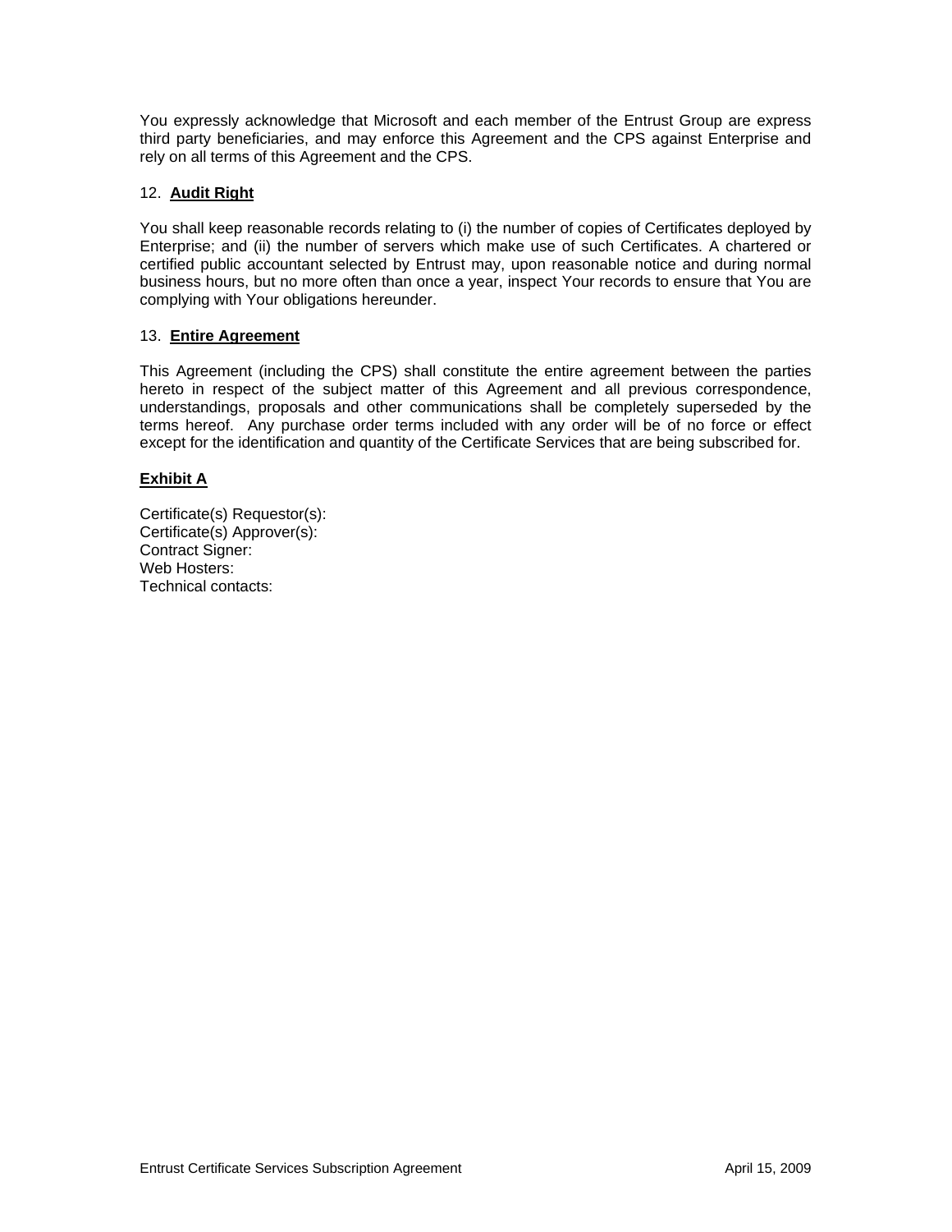You expressly acknowledge that Microsoft and each member of the Entrust Group are express third party beneficiaries, and may enforce this Agreement and the CPS against Enterprise and rely on all terms of this Agreement and the CPS.

12. **Audit Right**

You shall keep reasonable records relating to (i) the number of copies of Certificates deployed by Enterprise; and (ii) the number of servers which make use of such Certificates. A chartered or certified public accountant selected by Entrust may, upon reasonable notice and during normal business hours, but no more often than once a year, inspect Your records to ensure that You are complying with Your obligations hereunder.

13. **Entire Agreement**

This Agreement (including the CPS) shall constitute the entire agreement between the parties hereto in respect of the subject matter of this Agreement and all previous correspondence, understandings, proposals and other communications shall be completely superseded by the terms hereof. Any purchase order terms included with any order will be of no force or effect except for the identification and quantity of the Certificate Services that are being subscribed for.

**Exhibit A**

Certificate(s) Requestor(s):
Certificate(s) Approver(s):
Contract Signer:
Web Hosters:
Technical contacts: